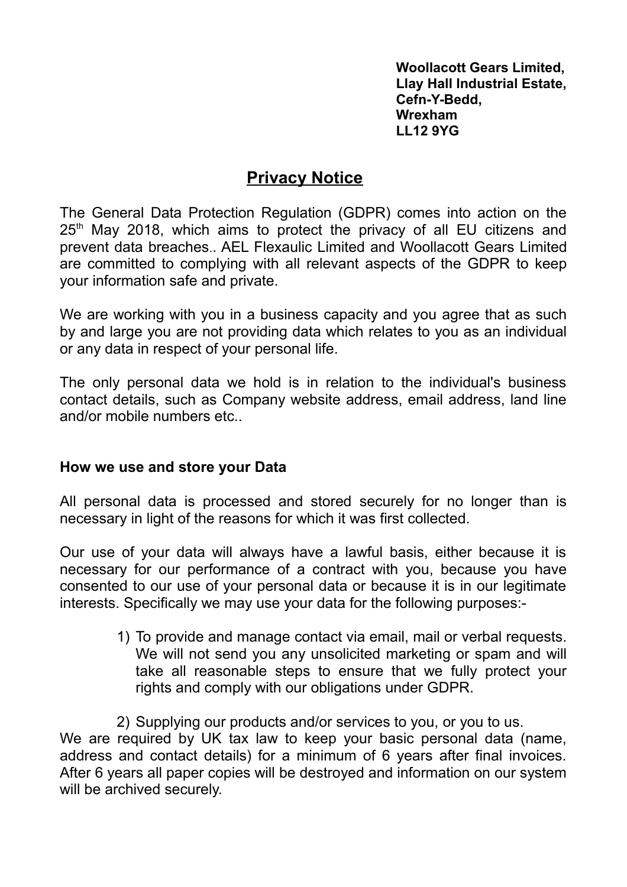**Woollacott Gears Limited,**
**Llay Hall Industrial Estate,**
**Cefn-Y-Bedd,**
**Wrexham**
**LL12 9YG**

# Privacy Notice

The General Data Protection Regulation (GDPR) comes into action on the 25th May 2018, which aims to protect the privacy of all EU citizens and prevent data breaches.. AEL Flexaulic Limited and Woollacott Gears Limited are committed to complying with all relevant aspects of the GDPR to keep your information safe and private.

We are working with you in a business capacity and you agree that as such by and large you are not providing data which relates to you as an individual or any data in respect of your personal life.

The only personal data we hold is in relation to the individual's business contact details, such as Company website address, email address, land line and/or mobile numbers etc..

## How we use and store your Data

All personal data is processed and stored securely for no longer than is necessary in light of the reasons for which it was first collected.

Our use of your data will always have a lawful basis, either because it is necessary for our performance of a contract with you, because you have consented to our use of your personal data or because it is in our legitimate interests. Specifically we may use your data for the following purposes:-

1) To provide and manage contact via email, mail or verbal requests. We will not send you any unsolicited marketing or spam and will take all reasonable steps to ensure that we fully protect your rights and comply with our obligations under GDPR.

2) Supplying our products and/or services to you, or you to us.

We are required by UK tax law to keep your basic personal data (name, address and contact details) for a minimum of 6 years after final invoices. After 6 years all paper copies will be destroyed and information on our system will be archived securely.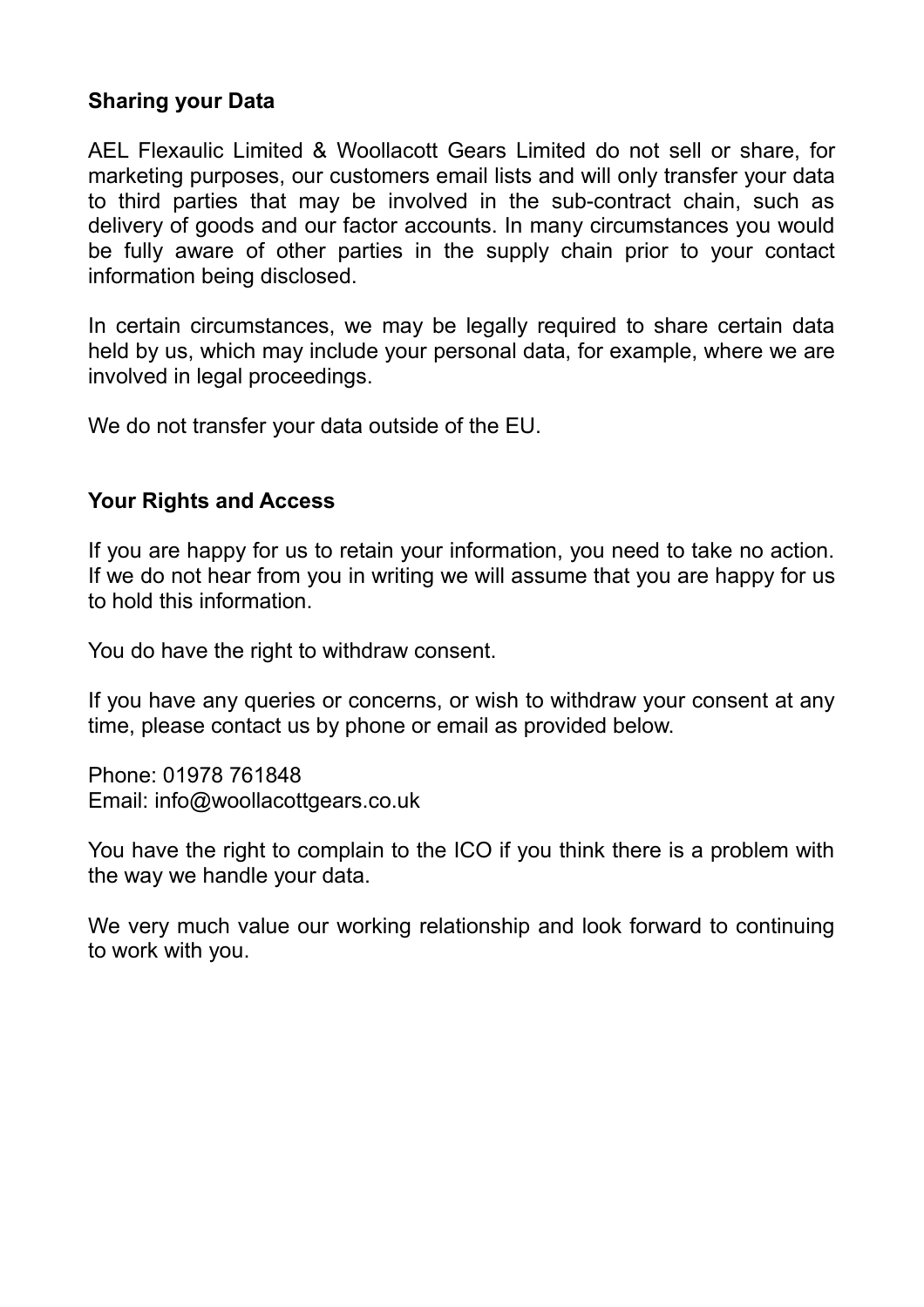## Sharing your Data

AEL Flexaulic Limited & Woollacott Gears Limited do not sell or share, for marketing purposes, our customers email lists and will only transfer your data to third parties that may be involved in the sub-contract chain, such as delivery of goods and our factor accounts. In many circumstances you would be fully aware of other parties in the supply chain prior to your contact information being disclosed.

In certain circumstances, we may be legally required to share certain data held by us, which may include your personal data, for example, where we are involved in legal proceedings.

We do not transfer your data outside of the EU.

## Your Rights and Access

If you are happy for us to retain your information, you need to take no action. If we do not hear from you in writing we will assume that you are happy for us to hold this information.

You do have the right to withdraw consent.

If you have any queries or concerns, or wish to withdraw your consent at any time, please contact us by phone or email as provided below.

Phone: 01978 761848
Email: info@woollacottgears.co.uk

You have the right to complain to the ICO if you think there is a problem with the way we handle your data.

We very much value our working relationship and look forward to continuing to work with you.